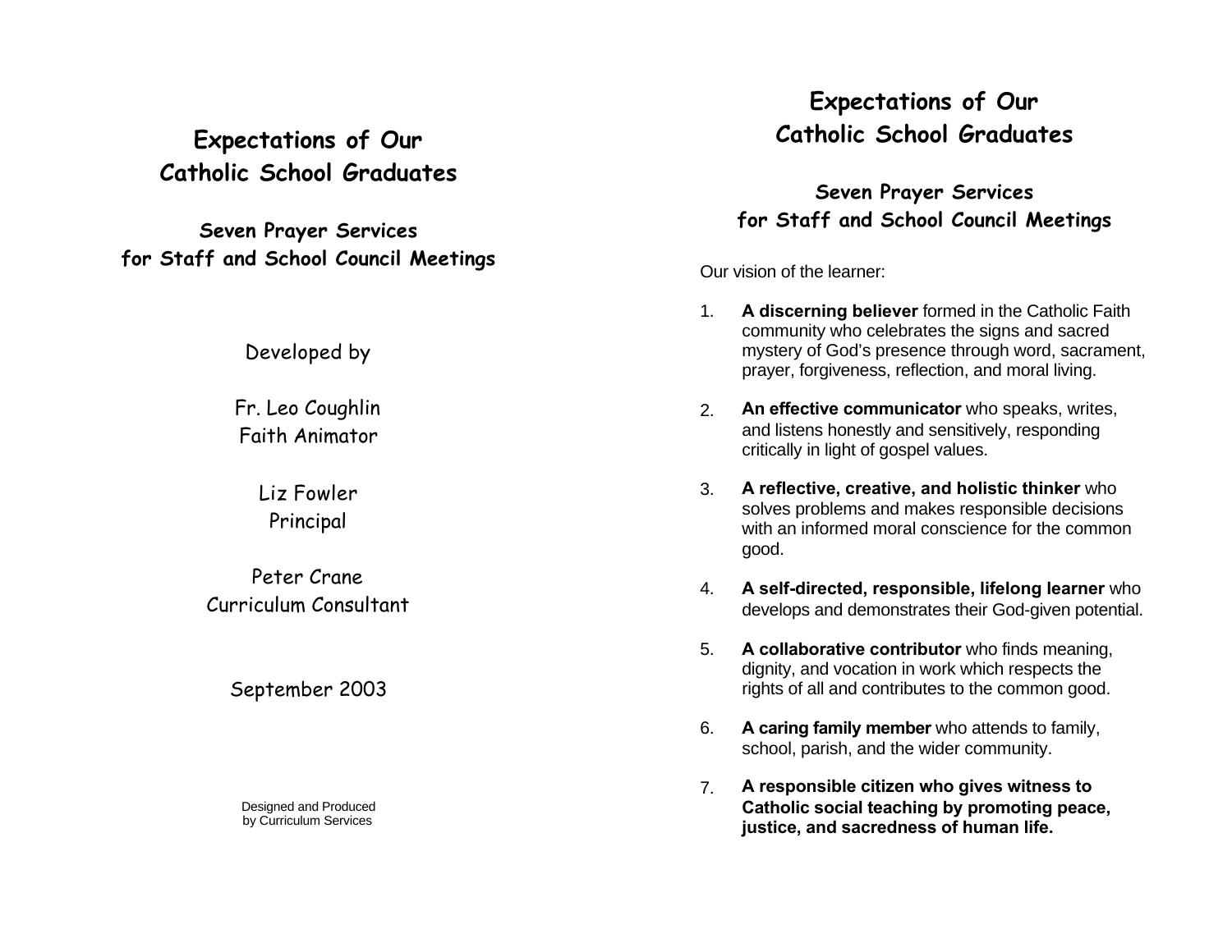# Expectations of Our Catholic School Graduates

## Seven Prayer Services for Staff and School Council Meetings

Developed by

Fr. Leo Coughlin
Faith Animator

Liz Fowler
Principal

Peter Crane
Curriculum Consultant

September 2003

Designed and Produced
by Curriculum Services

# Expectations of Our Catholic School Graduates

## Seven Prayer Services for Staff and School Council Meetings

Our vision of the learner:

1. **A discerning believer** formed in the Catholic Faith community who celebrates the signs and sacred mystery of God's presence through word, sacrament, prayer, forgiveness, reflection, and moral living.

2. **An effective communicator** who speaks, writes, and listens honestly and sensitively, responding critically in light of gospel values.

3. **A reflective, creative, and holistic thinker** who solves problems and makes responsible decisions with an informed moral conscience for the common good.

4. **A self-directed, responsible, lifelong learner** who develops and demonstrates their God-given potential.

5. **A collaborative contributor** who finds meaning, dignity, and vocation in work which respects the rights of all and contributes to the common good.

6. **A caring family member** who attends to family, school, parish, and the wider community.

7. **A responsible citizen who gives witness to Catholic social teaching by promoting peace, justice, and sacredness of human life.**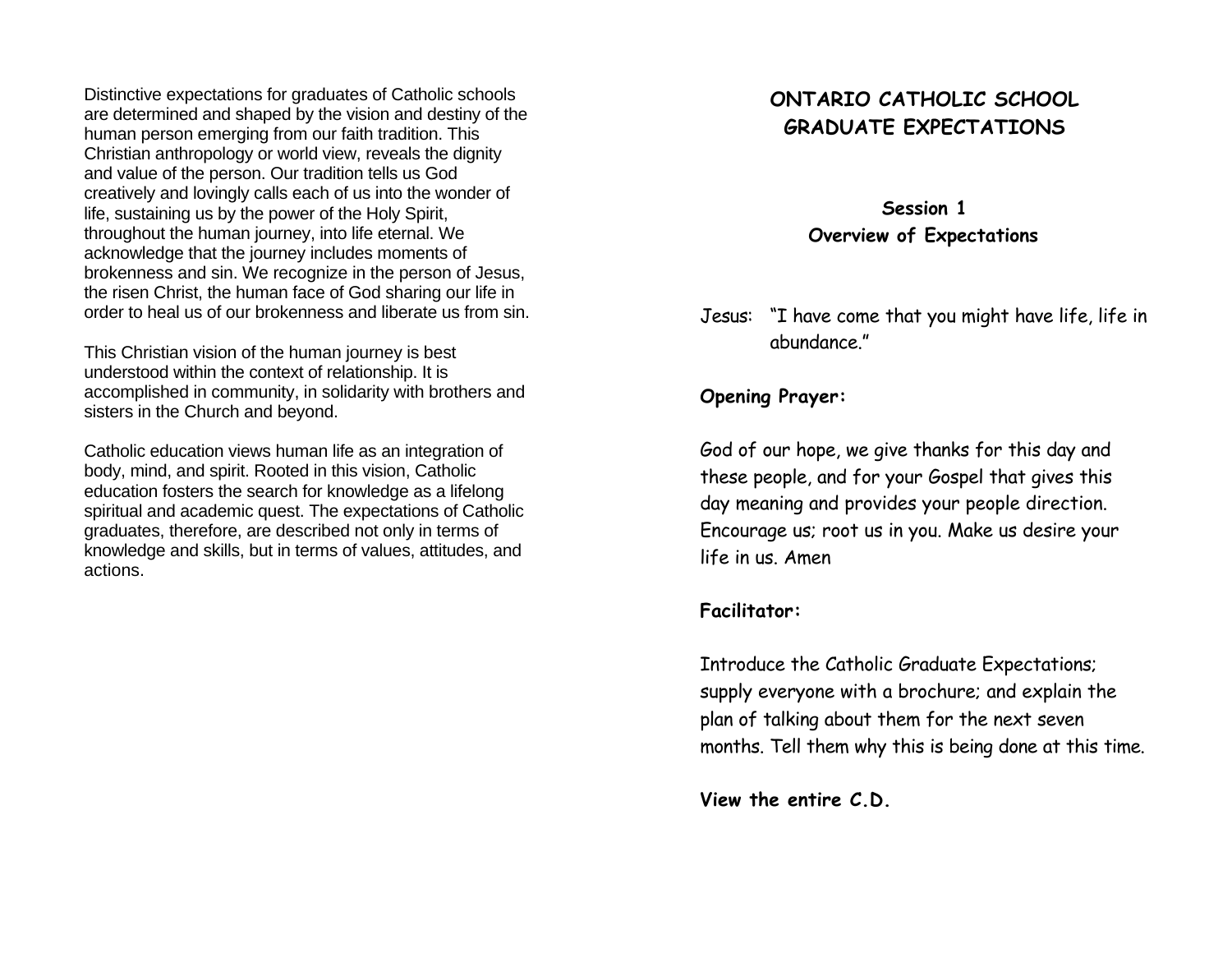Distinctive expectations for graduates of Catholic schools are determined and shaped by the vision and destiny of the human person emerging from our faith tradition. This Christian anthropology or world view, reveals the dignity and value of the person. Our tradition tells us God creatively and lovingly calls each of us into the wonder of life, sustaining us by the power of the Holy Spirit, throughout the human journey, into life eternal. We acknowledge that the journey includes moments of brokenness and sin. We recognize in the person of Jesus, the risen Christ, the human face of God sharing our life in order to heal us of our brokenness and liberate us from sin.

This Christian vision of the human journey is best understood within the context of relationship. It is accomplished in community, in solidarity with brothers and sisters in the Church and beyond.

Catholic education views human life as an integration of body, mind, and spirit. Rooted in this vision, Catholic education fosters the search for knowledge as a lifelong spiritual and academic quest. The expectations of Catholic graduates, therefore, are described not only in terms of knowledge and skills, but in terms of values, attitudes, and actions.

# ONTARIO CATHOLIC SCHOOL GRADUATE EXPECTATIONS

## Session 1
## Overview of Expectations

Jesus: "I have come that you might have life, life in abundance."

**Opening Prayer:**

God of our hope, we give thanks for this day and these people, and for your Gospel that gives this day meaning and provides your people direction. Encourage us; root us in you. Make us desire your life in us. Amen

**Facilitator:**

Introduce the Catholic Graduate Expectations; supply everyone with a brochure; and explain the plan of talking about them for the next seven months. Tell them why this is being done at this time.

**View the entire C.D.**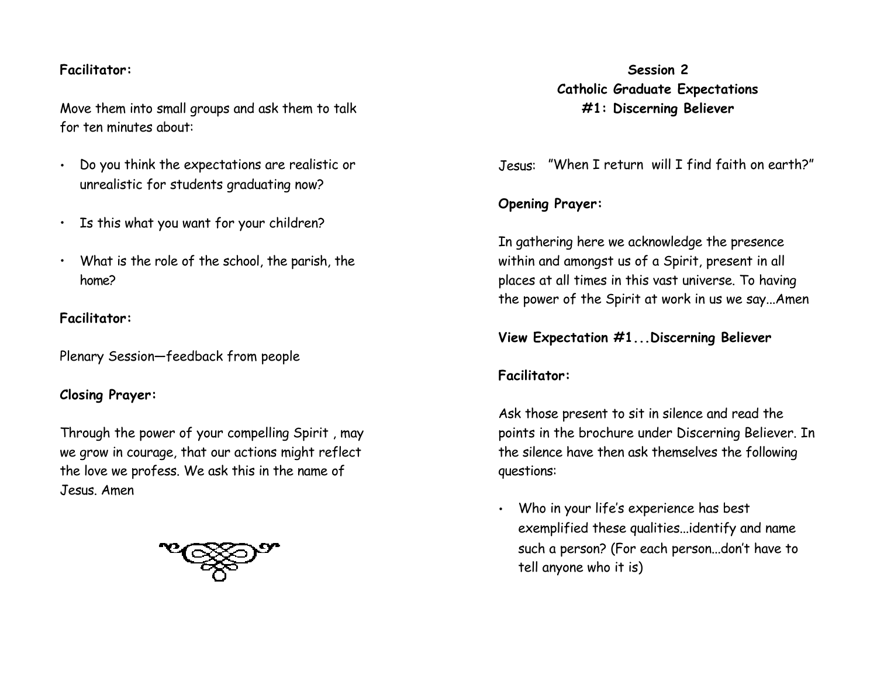**Facilitator:**

Move them into small groups and ask them to talk for ten minutes about:

- Do you think the expectations are realistic or unrealistic for students graduating now?
- Is this what you want for your children?
- What is the role of the school, the parish, the home?

**Facilitator:**

Plenary Session—feedback from people

**Closing Prayer:**

Through the power of your compelling Spirit , may we grow in courage, that our actions might reflect the love we profess. We ask this in the name of Jesus. Amen

## Session 2
## Catholic Graduate Expectations
## #1: Discerning Believer

Jesus: "When I return will I find faith on earth?"

**Opening Prayer:**

In gathering here we acknowledge the presence within and amongst us of a Spirit, present in all places at all times in this vast universe. To having the power of the Spirit at work in us we say...Amen

**View Expectation #1...Discerning Believer**

**Facilitator:**

Ask those present to sit in silence and read the points in the brochure under Discerning Believer. In the silence have then ask themselves the following questions:

- Who in your life's experience has best exemplified these qualities...identify and name such a person? (For each person...don't have to tell anyone who it is)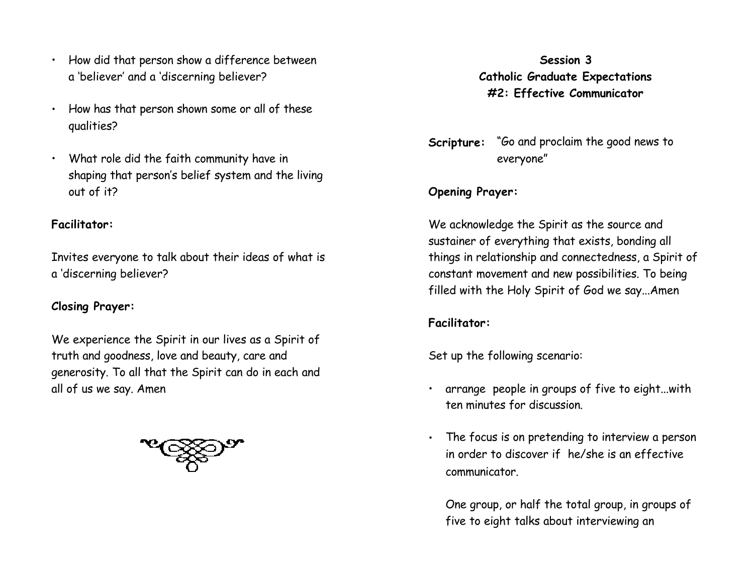- How did that person show a difference between a 'believer' and a 'discerning believer?
- How has that person shown some or all of these qualities?
- What role did the faith community have in shaping that person's belief system and the living out of it?

**Facilitator:**

Invites everyone to talk about their ideas of what is a 'discerning believer?

**Closing Prayer:**

We experience the Spirit in our lives as a Spirit of truth and goodness, love and beauty, care and generosity. To all that the Spirit can do in each and all of us we say. Amen

## Session 3
## Catholic Graduate Expectations
## #2: Effective Communicator

**Scripture:** "Go and proclaim the good news to everyone"

**Opening Prayer:**

We acknowledge the Spirit as the source and sustainer of everything that exists, bonding all things in relationship and connectedness, a Spirit of constant movement and new possibilities. To being filled with the Holy Spirit of God we say...Amen

**Facilitator:**

Set up the following scenario:

- arrange people in groups of five to eight...with ten minutes for discussion.
- The focus is on pretending to interview a person in order to discover if he/she is an effective communicator.

  One group, or half the total group, in groups of five to eight talks about interviewing an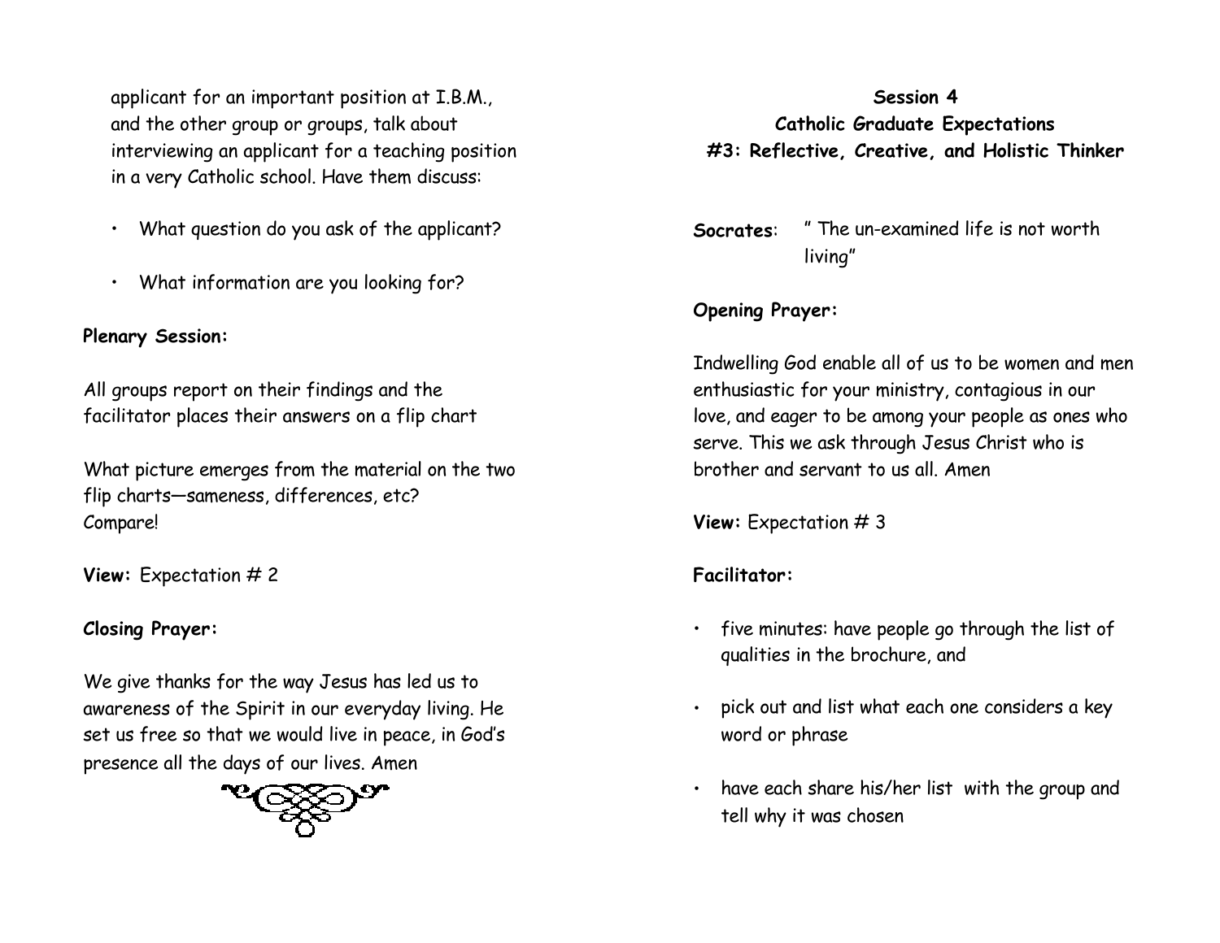applicant for an important position at I.B.M., and the other group or groups, talk about interviewing an applicant for a teaching position in a very Catholic school. Have them discuss:

- What question do you ask of the applicant?
- What information are you looking for?

**Plenary Session:**

All groups report on their findings and the facilitator places their answers on a flip chart

What picture emerges from the material on the two flip charts—sameness, differences, etc? Compare!

**View:** Expectation # 2

**Closing Prayer:**

We give thanks for the way Jesus has led us to awareness of the Spirit in our everyday living. He set us free so that we would live in peace, in God's presence all the days of our lives. Amen

## Session 4
## Catholic Graduate Expectations
## #3: Reflective, Creative, and Holistic Thinker

**Socrates**: " The un-examined life is not worth living"

**Opening Prayer:**

Indwelling God enable all of us to be women and men enthusiastic for your ministry, contagious in our love, and eager to be among your people as ones who serve. This we ask through Jesus Christ who is brother and servant to us all. Amen

**View:** Expectation # 3

**Facilitator:**

- five minutes: have people go through the list of qualities in the brochure, and
- pick out and list what each one considers a key word or phrase
- have each share his/her list with the group and tell why it was chosen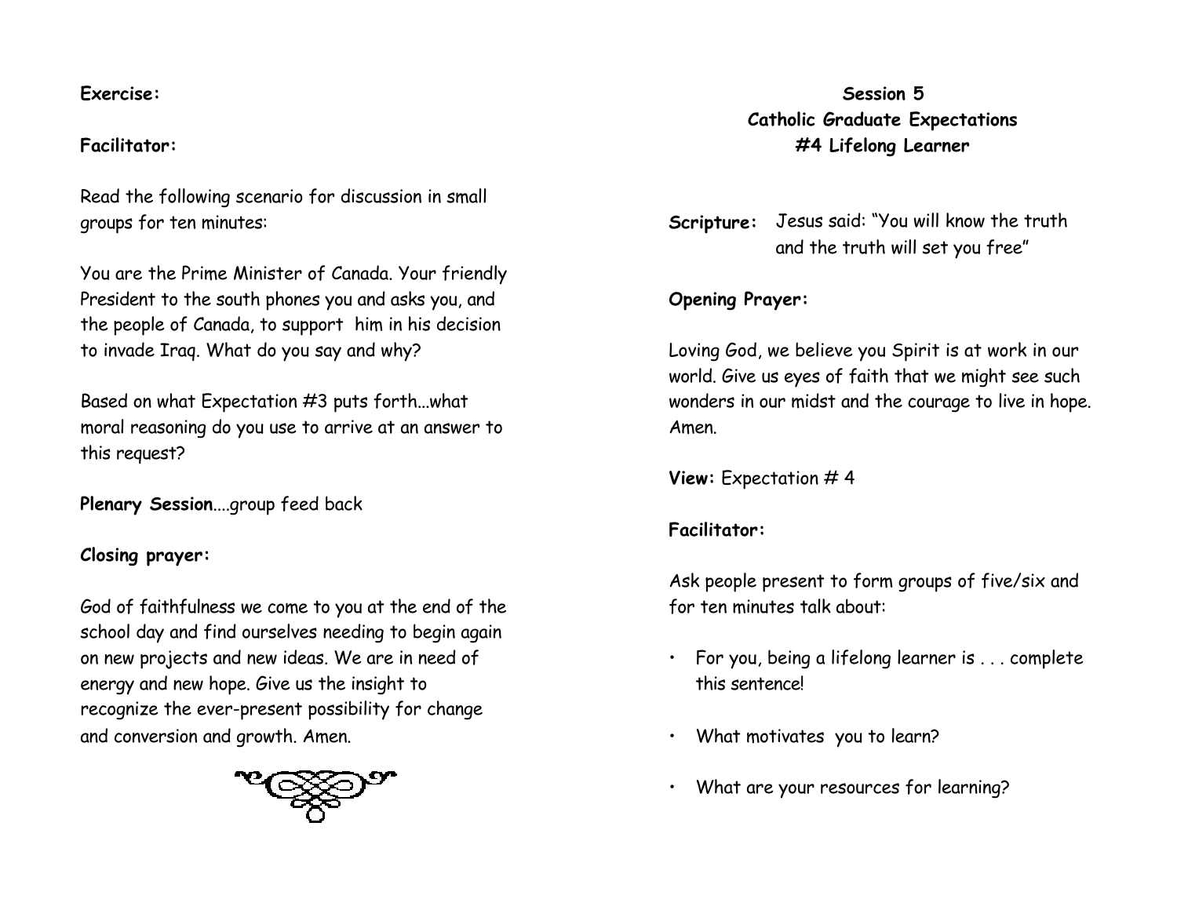**Exercise:**

**Facilitator:**

Read the following scenario for discussion in small groups for ten minutes:

You are the Prime Minister of Canada. Your friendly President to the south phones you and asks you, and the people of Canada, to support him in his decision to invade Iraq. What do you say and why?

Based on what Expectation #3 puts forth...what moral reasoning do you use to arrive at an answer to this request?

**Plenary Session**....group feed back

**Closing prayer:**

God of faithfulness we come to you at the end of the school day and find ourselves needing to begin again on new projects and new ideas. We are in need of energy and new hope. Give us the insight to recognize the ever-present possibility for change and conversion and growth. Amen.

## Session 5
## Catholic Graduate Expectations
## #4 Lifelong Learner

**Scripture:** Jesus said: "You will know the truth and the truth will set you free"

**Opening Prayer:**

Loving God, we believe you Spirit is at work in our world. Give us eyes of faith that we might see such wonders in our midst and the courage to live in hope. Amen.

**View:** Expectation # 4

**Facilitator:**

Ask people present to form groups of five/six and for ten minutes talk about:

- For you, being a lifelong learner is . . . complete this sentence!
- What motivates you to learn?
- What are your resources for learning?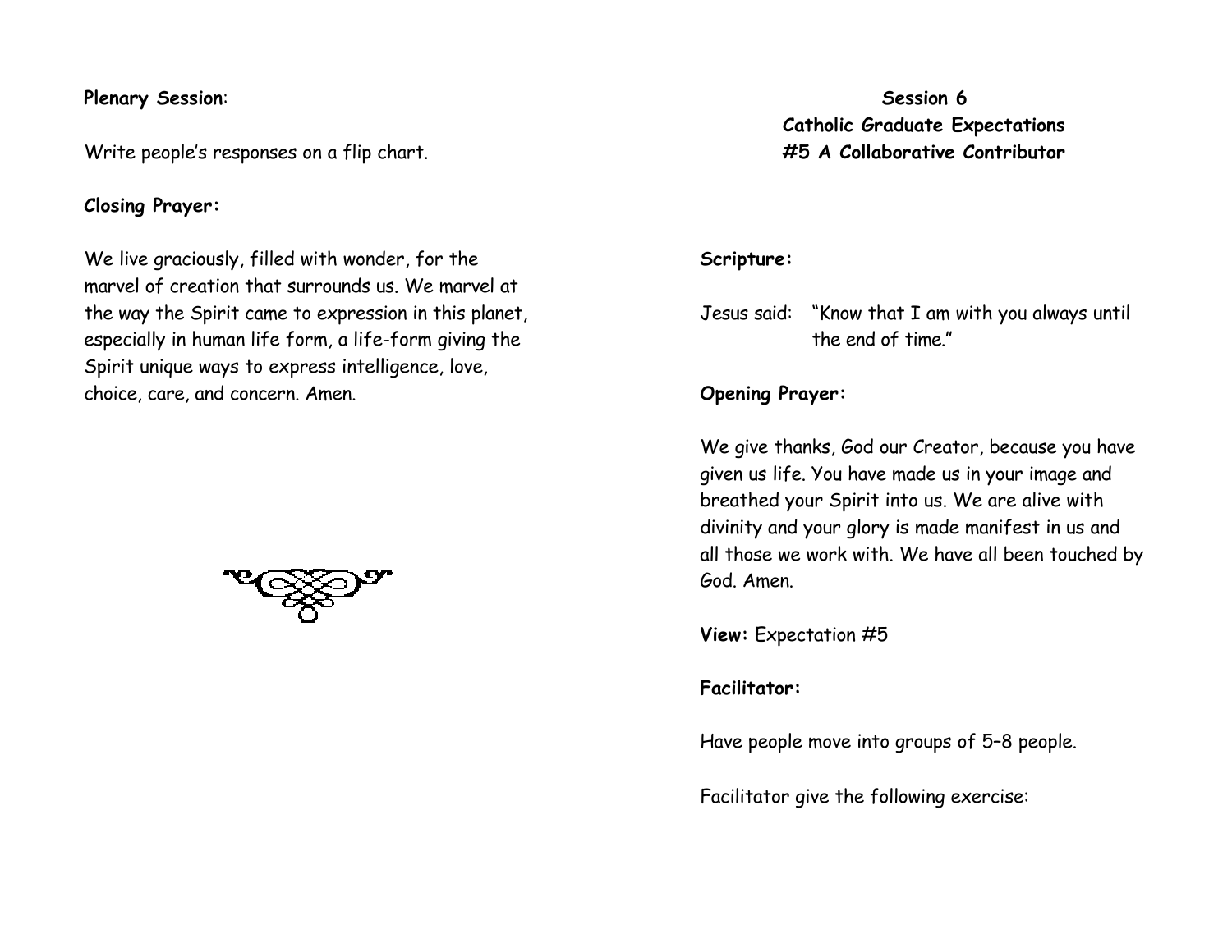**Plenary Session**:

Write people's responses on a flip chart.

**Closing Prayer:**

We live graciously, filled with wonder, for the marvel of creation that surrounds us. We marvel at the way the Spirit came to expression in this planet, especially in human life form, a life-form giving the Spirit unique ways to express intelligence, love, choice, care, and concern. Amen.

## Session 6
## Catholic Graduate Expectations
## #5 A Collaborative Contributor

**Scripture:**

Jesus said: "Know that I am with you always until the end of time."

**Opening Prayer:**

We give thanks, God our Creator, because you have given us life. You have made us in your image and breathed your Spirit into us. We are alive with divinity and your glory is made manifest in us and all those we work with. We have all been touched by God. Amen.

**View:** Expectation #5

**Facilitator:**

Have people move into groups of 5–8 people.

Facilitator give the following exercise: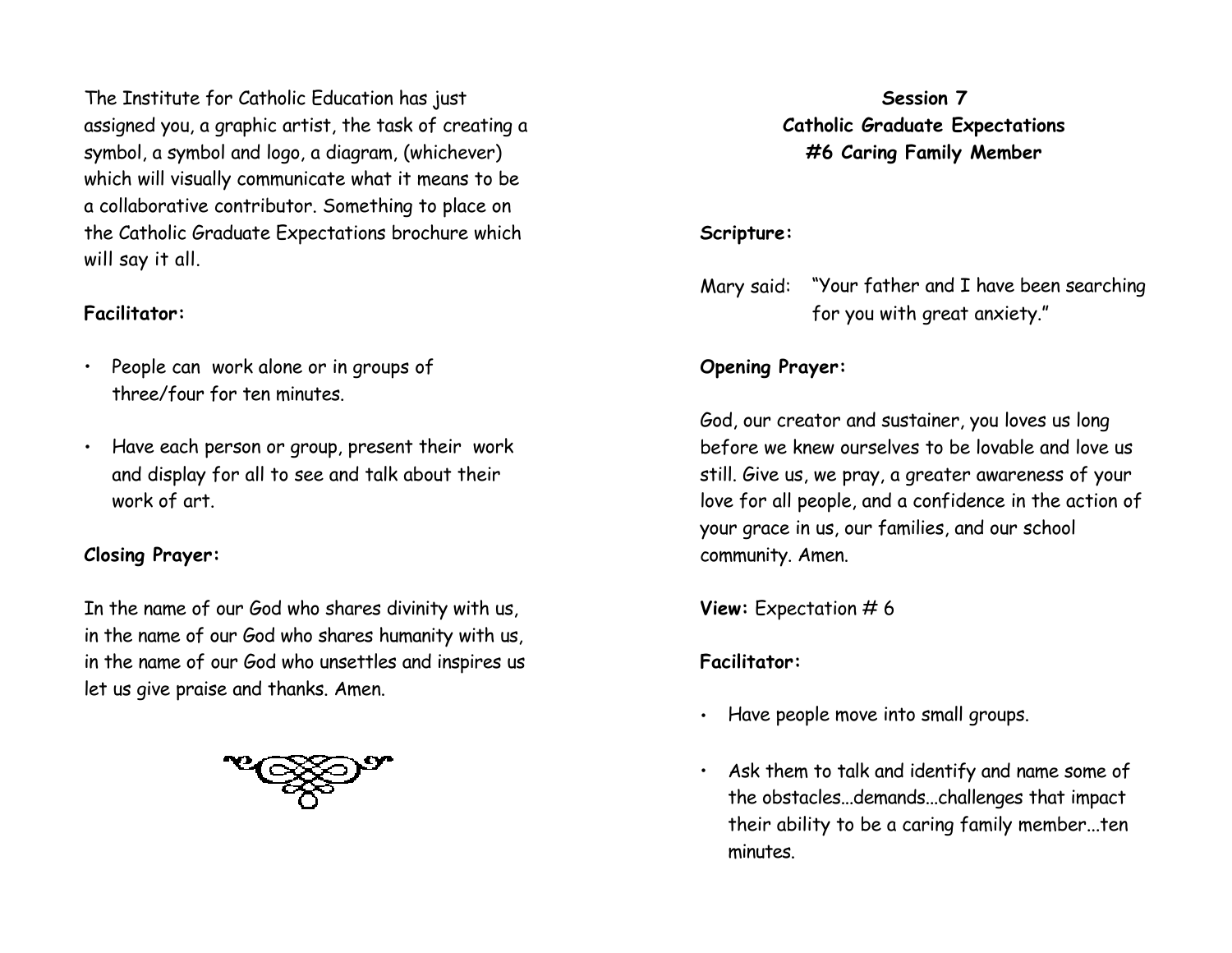The Institute for Catholic Education has just assigned you, a graphic artist, the task of creating a symbol, a symbol and logo, a diagram, (whichever) which will visually communicate what it means to be a collaborative contributor. Something to place on the Catholic Graduate Expectations brochure which will say it all.

**Facilitator:**

- People can work alone or in groups of three/four for ten minutes.
- Have each person or group, present their work and display for all to see and talk about their work of art.

**Closing Prayer:**

In the name of our God who shares divinity with us,
in the name of our God who shares humanity with us,
in the name of our God who unsettles and inspires us
let us give praise and thanks. Amen.

## Session 7
## Catholic Graduate Expectations
## #6 Caring Family Member

**Scripture:**

Mary said: "Your father and I have been searching for you with great anxiety."

**Opening Prayer:**

God, our creator and sustainer, you loves us long before we knew ourselves to be lovable and love us still. Give us, we pray, a greater awareness of your love for all people, and a confidence in the action of your grace in us, our families, and our school community. Amen.

**View:** Expectation # 6

**Facilitator:**

- Have people move into small groups.
- Ask them to talk and identify and name some of the obstacles...demands...challenges that impact their ability to be a caring family member...ten minutes.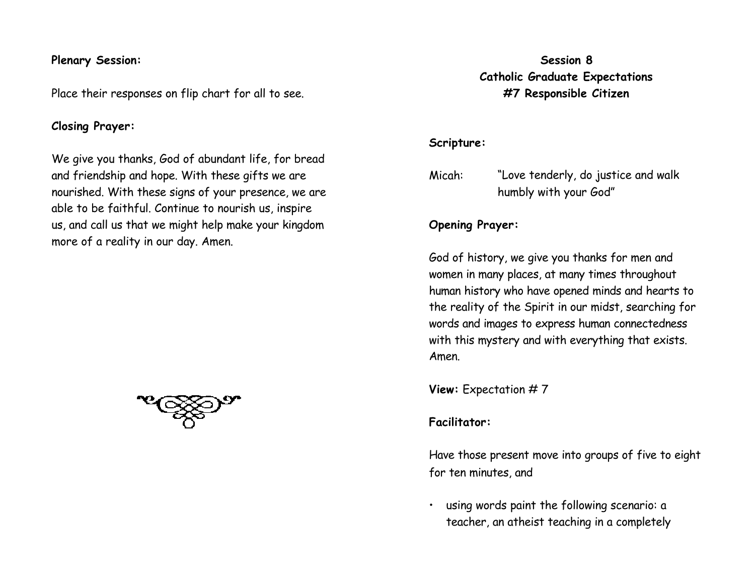**Plenary Session:**

Place their responses on flip chart for all to see.

**Closing Prayer:**

We give you thanks, God of abundant life, for bread and friendship and hope. With these gifts we are nourished. With these signs of your presence, we are able to be faithful. Continue to nourish us, inspire us, and call us that we might help make your kingdom more of a reality in our day. Amen.

## Session 8
## Catholic Graduate Expectations
## #7 Responsible Citizen

**Scripture:**

Micah: "Love tenderly, do justice and walk humbly with your God"

**Opening Prayer:**

God of history, we give you thanks for men and women in many places, at many times throughout human history who have opened minds and hearts to the reality of the Spirit in our midst, searching for words and images to express human connectedness with this mystery and with everything that exists. Amen.

**View:** Expectation # 7

**Facilitator:**

Have those present move into groups of five to eight for ten minutes, and

- using words paint the following scenario: a teacher, an atheist teaching in a completely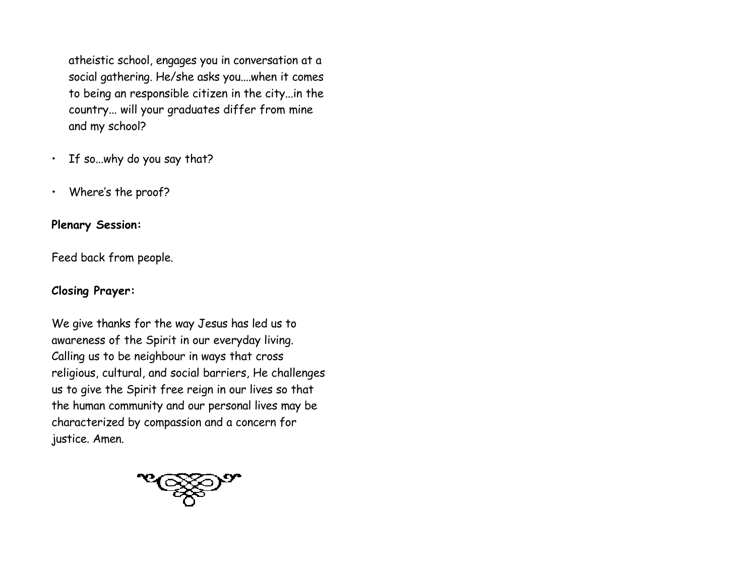atheistic school, engages you in conversation at a social gathering. He/she asks you....when it comes to being an responsible citizen in the city...in the country... will your graduates differ from mine and my school?

- If so...why do you say that?
- Where's the proof?

**Plenary Session:**

Feed back from people.

**Closing Prayer:**

We give thanks for the way Jesus has led us to awareness of the Spirit in our everyday living. Calling us to be neighbour in ways that cross religious, cultural, and social barriers, He challenges us to give the Spirit free reign in our lives so that the human community and our personal lives may be characterized by compassion and a concern for justice. Amen.